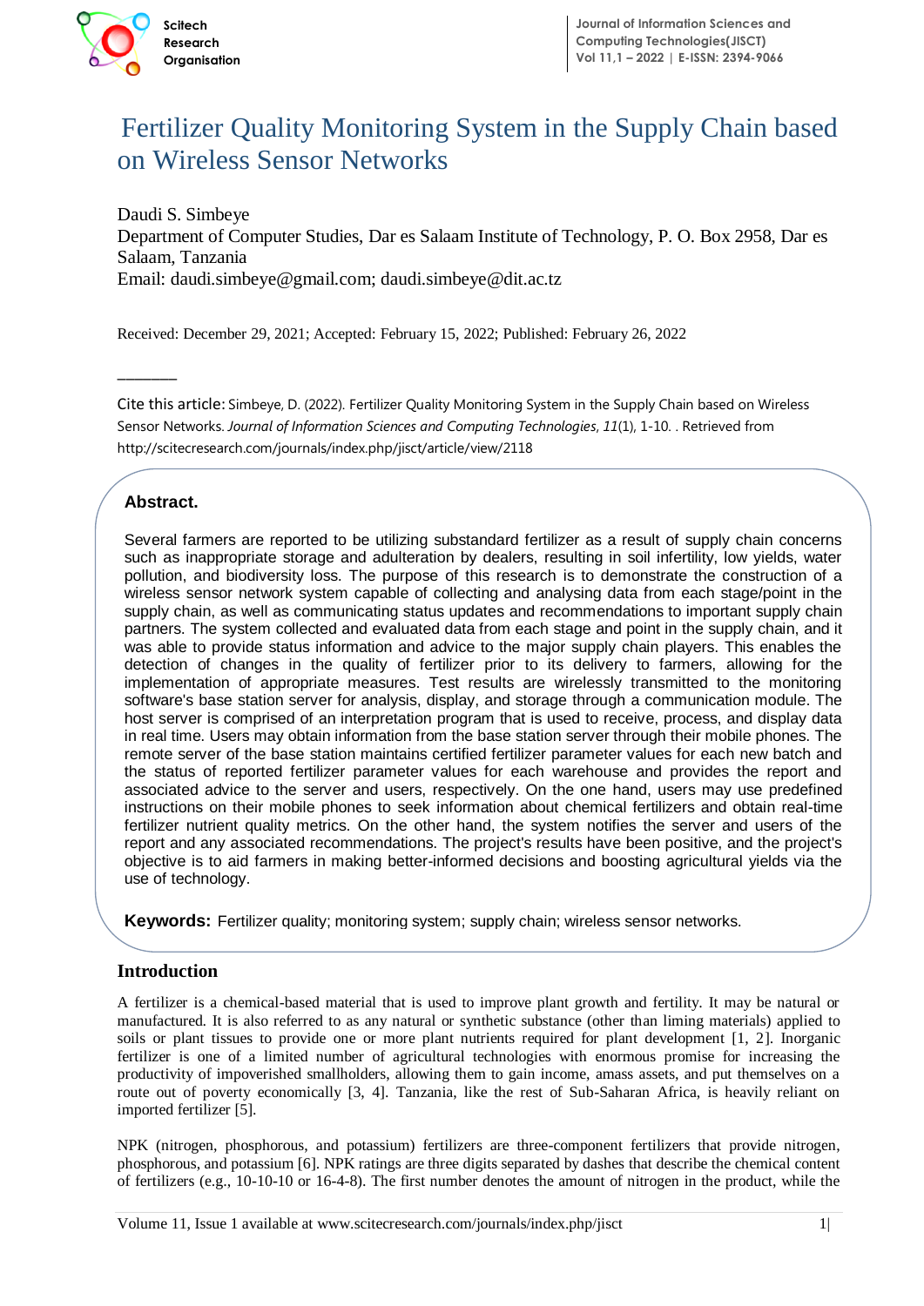# Fertilizer Quality Monitoring System in the Supply Chain based on Wireless Sensor Networks

Daudi S. Simbeye

Department of Computer Studies, Dar es Salaam Institute of Technology, P. O. Box 2958, Dar es Salaam, Tanzania

Email: daudi.simbeye@gmail.com; daudi.simbeye@dit.ac.tz

Received: December 29, 2021; Accepted: February 15, 2022; Published: February 26, 2022

Cite this article: Simbeye, D. (2022). Fertilizer Quality Monitoring System in the Supply Chain based on Wireless Sensor Networks. *Journal of Information Sciences and Computing Technologies*, *11*(1), 1-10. . Retrieved from http://scitecresearch.com/journals/index.php/jisct/article/view/2118

## Abstract.

Several farmers are reported to be utilizing substandard fertilizer as a result of supply chain concerns such as inappropriate storage and adulteration by dealers, resulting in soil infertility, low yields, water pollution, and biodiversity loss. The purpose of this research is to demonstrate the construction of a wireless sensor network system capable of collecting and analysing data from each stage/point in the supply chain, as well as communicating status updates and recommendations to important supply chain partners. The system collected and evaluated data from each stage and point in the supply chain, and it was able to provide status information and advice to the major supply chain players. This enables the detection of changes in the quality of fertilizer prior to its delivery to farmers, allowing for the implementation of appropriate measures. Test results are wirelessly transmitted to the monitoring software's base station server for analysis, display, and storage through a communication module. The host server is comprised of an interpretation program that is used to receive, process, and display data in real time. Users may obtain information from the base station server through their mobile phones. The remote server of the base station maintains certified fertilizer parameter values for each new batch and the status of reported fertilizer parameter values for each warehouse and provides the report and associated advice to the server and users, respectively. On the one hand, users may use predefined instructions on their mobile phones to seek information about chemical fertilizers and obtain real-time fertilizer nutrient quality metrics. On the other hand, the system notifies the server and users of the report and any associated recommendations. The project's results have been positive, and the project's objective is to aid farmers in making better-informed decisions and boosting agricultural yields via the use of technology.

**Keywords:** Fertilizer quality; monitoring system; supply chain; wireless sensor networks.

## Introduction

A fertilizer is a chemical-based material that is used to improve plant growth and fertility. It may be natural or manufactured. It is also referred to as any natural or synthetic substance (other than liming materials) applied to soils or plant tissues to provide one or more plant nutrients required for plant development [1, 2]. Inorganic fertilizer is one of a limited number of agricultural technologies with enormous promise for increasing the productivity of impoverished smallholders, allowing them to gain income, amass assets, and put themselves on a route out of poverty economically [3, 4]. Tanzania, like the rest of Sub-Saharan Africa, is heavily reliant on imported fertilizer [5].

NPK (nitrogen, phosphorous, and potassium) fertilizers are three-component fertilizers that provide nitrogen, phosphorous, and potassium [6]. NPK ratings are three digits separated by dashes that describe the chemical content of fertilizers (e.g., 10-10-10 or 16-4-8). The first number denotes the amount of nitrogen in the product, while the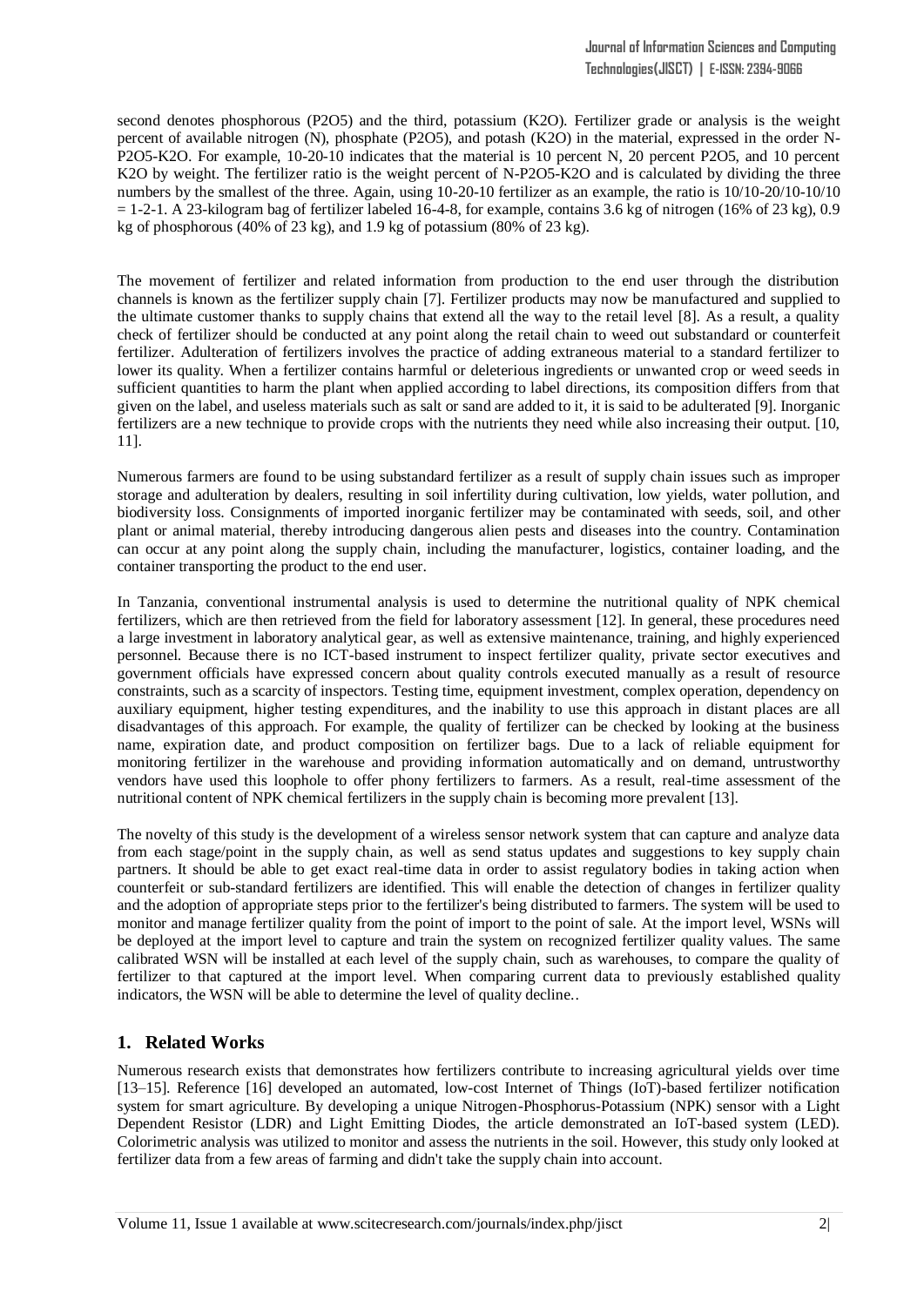second denotes phosphorous ($P_2O_5$) and the third, potassium ($K_2O$). Fertilizer grade or analysis is the weight percent of available nitrogen (N), phosphate ($P_2O_5$), and potash ($K_2O$) in the material, expressed in the order N-$P_2O_5$-$K_2O$. For example, 10-20-10 indicates that the material is 10 percent N, 20 percent $P_2O_5$, and 10 percent $K_2O$ by weight. The fertilizer ratio is the weight percent of N-$P_2O_5$-$K_2O$ and is calculated by dividing the three numbers by the smallest of the three. Again, using 10-20-10 fertilizer as an example, the ratio is 10/10-20/10-10/10 = 1-2-1. A 23-kilogram bag of fertilizer labeled 16-4-8, for example, contains 3.6 kg of nitrogen (16% of 23 kg), 0.9 kg of phosphorous (40% of 23 kg), and 1.9 kg of potassium (80% of 23 kg).

The movement of fertilizer and related information from production to the end user through the distribution channels is known as the fertilizer supply chain [7]. Fertilizer products may now be manufactured and supplied to the ultimate customer thanks to supply chains that extend all the way to the retail level [8]. As a result, a quality check of fertilizer should be conducted at any point along the retail chain to weed out substandard or counterfeit fertilizer. Adulteration of fertilizers involves the practice of adding extraneous material to a standard fertilizer to lower its quality. When a fertilizer contains harmful or deleterious ingredients or unwanted crop or weed seeds in sufficient quantities to harm the plant when applied according to label directions, its composition differs from that given on the label, and useless materials such as salt or sand are added to it, it is said to be adulterated [9]. Inorganic fertilizers are a new technique to provide crops with the nutrients they need while also increasing their output. [10, 11].

Numerous farmers are found to be using substandard fertilizer as a result of supply chain issues such as improper storage and adulteration by dealers, resulting in soil infertility during cultivation, low yields, water pollution, and biodiversity loss. Consignments of imported inorganic fertilizer may be contaminated with seeds, soil, and other plant or animal material, thereby introducing dangerous alien pests and diseases into the country. Contamination can occur at any point along the supply chain, including the manufacturer, logistics, container loading, and the container transporting the product to the end user.

In Tanzania, conventional instrumental analysis is used to determine the nutritional quality of NPK chemical fertilizers, which are then retrieved from the field for laboratory assessment [12]. In general, these procedures need a large investment in laboratory analytical gear, as well as extensive maintenance, training, and highly experienced personnel. Because there is no ICT-based instrument to inspect fertilizer quality, private sector executives and government officials have expressed concern about quality controls executed manually as a result of resource constraints, such as a scarcity of inspectors. Testing time, equipment investment, complex operation, dependency on auxiliary equipment, higher testing expenditures, and the inability to use this approach in distant places are all disadvantages of this approach. For example, the quality of fertilizer can be checked by looking at the business name, expiration date, and product composition on fertilizer bags. Due to a lack of reliable equipment for monitoring fertilizer in the warehouse and providing information automatically and on demand, untrustworthy vendors have used this loophole to offer phony fertilizers to farmers. As a result, real-time assessment of the nutritional content of NPK chemical fertilizers in the supply chain is becoming more prevalent [13].

The novelty of this study is the development of a wireless sensor network system that can capture and analyze data from each stage/point in the supply chain, as well as send status updates and suggestions to key supply chain partners. It should be able to get exact real-time data in order to assist regulatory bodies in taking action when counterfeit or sub-standard fertilizers are identified. This will enable the detection of changes in fertilizer quality and the adoption of appropriate steps prior to the fertilizer's being distributed to farmers. The system will be used to monitor and manage fertilizer quality from the point of import to the point of sale. At the import level, WSNs will be deployed at the import level to capture and train the system on recognized fertilizer quality values. The same calibrated WSN will be installed at each level of the supply chain, such as warehouses, to compare the quality of fertilizer to that captured at the import level. When comparing current data to previously established quality indicators, the WSN will be able to determine the level of quality decline..

## 1. Related Works

Numerous research exists that demonstrates how fertilizers contribute to increasing agricultural yields over time [13–15]. Reference [16] developed an automated, low-cost Internet of Things (IoT)-based fertilizer notification system for smart agriculture. By developing a unique Nitrogen-Phosphorus-Potassium (NPK) sensor with a Light Dependent Resistor (LDR) and Light Emitting Diodes, the article demonstrated an IoT-based system (LED). Colorimetric analysis was utilized to monitor and assess the nutrients in the soil. However, this study only looked at fertilizer data from a few areas of farming and didn't take the supply chain into account.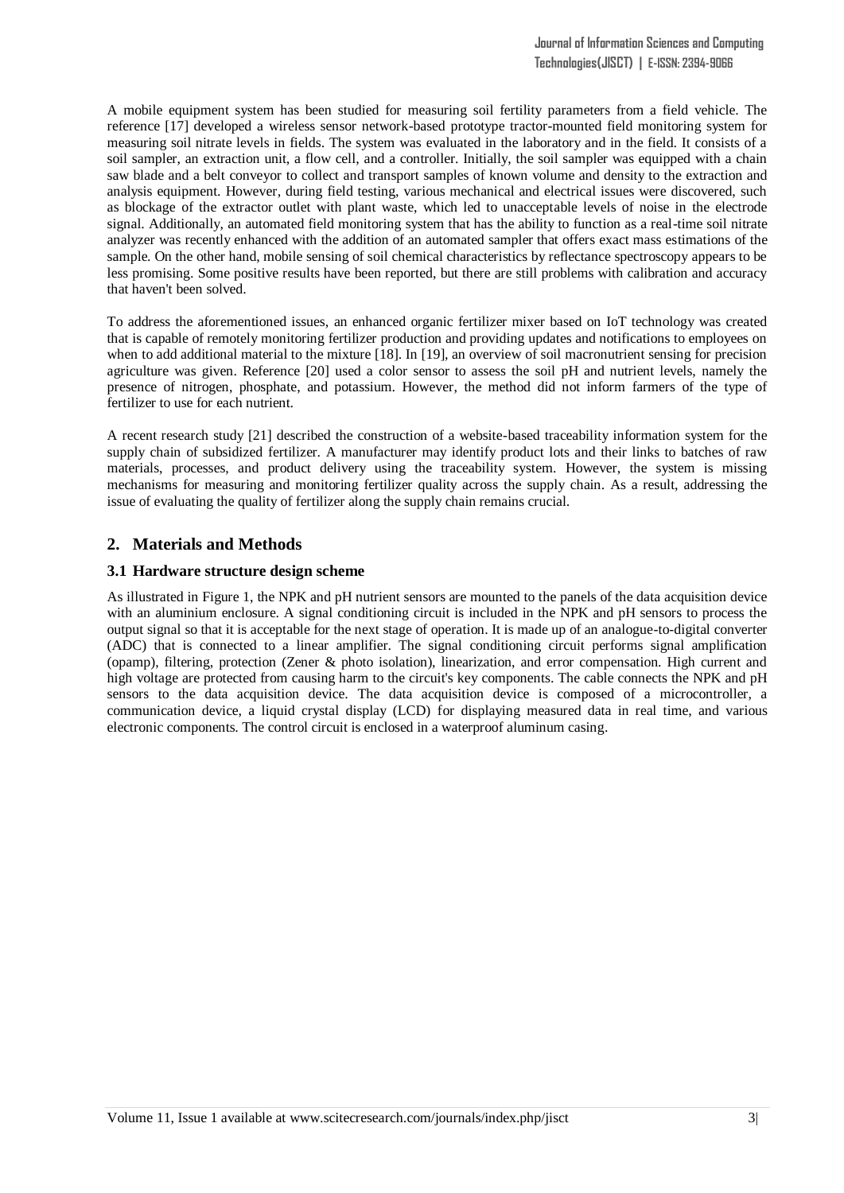A mobile equipment system has been studied for measuring soil fertility parameters from a field vehicle. The reference [17] developed a wireless sensor network-based prototype tractor-mounted field monitoring system for measuring soil nitrate levels in fields. The system was evaluated in the laboratory and in the field. It consists of a soil sampler, an extraction unit, a flow cell, and a controller. Initially, the soil sampler was equipped with a chain saw blade and a belt conveyor to collect and transport samples of known volume and density to the extraction and analysis equipment. However, during field testing, various mechanical and electrical issues were discovered, such as blockage of the extractor outlet with plant waste, which led to unacceptable levels of noise in the electrode signal. Additionally, an automated field monitoring system that has the ability to function as a real-time soil nitrate analyzer was recently enhanced with the addition of an automated sampler that offers exact mass estimations of the sample. On the other hand, mobile sensing of soil chemical characteristics by reflectance spectroscopy appears to be less promising. Some positive results have been reported, but there are still problems with calibration and accuracy that haven't been solved.

To address the aforementioned issues, an enhanced organic fertilizer mixer based on IoT technology was created that is capable of remotely monitoring fertilizer production and providing updates and notifications to employees on when to add additional material to the mixture [18]. In [19], an overview of soil macronutrient sensing for precision agriculture was given. Reference [20] used a color sensor to assess the soil pH and nutrient levels, namely the presence of nitrogen, phosphate, and potassium. However, the method did not inform farmers of the type of fertilizer to use for each nutrient.

A recent research study [21] described the construction of a website-based traceability information system for the supply chain of subsidized fertilizer. A manufacturer may identify product lots and their links to batches of raw materials, processes, and product delivery using the traceability system. However, the system is missing mechanisms for measuring and monitoring fertilizer quality across the supply chain. As a result, addressing the issue of evaluating the quality of fertilizer along the supply chain remains crucial.

## 2. Materials and Methods

### 3.1 Hardware structure design scheme

As illustrated in Figure 1, the NPK and pH nutrient sensors are mounted to the panels of the data acquisition device with an aluminium enclosure. A signal conditioning circuit is included in the NPK and pH sensors to process the output signal so that it is acceptable for the next stage of operation. It is made up of an analogue-to-digital converter (ADC) that is connected to a linear amplifier. The signal conditioning circuit performs signal amplification (opamp), filtering, protection (Zener & photo isolation), linearization, and error compensation. High current and high voltage are protected from causing harm to the circuit's key components. The cable connects the NPK and pH sensors to the data acquisition device. The data acquisition device is composed of a microcontroller, a communication device, a liquid crystal display (LCD) for displaying measured data in real time, and various electronic components. The control circuit is enclosed in a waterproof aluminum casing.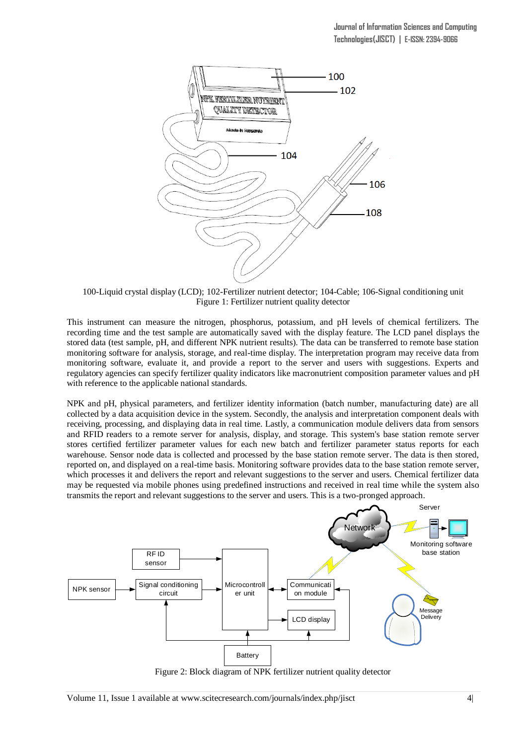100-Liquid crystal display (LCD); 102-Fertilizer nutrient detector; 104-Cable; 106-Signal conditioning unit

Figure 1: Fertilizer nutrient quality detector

This instrument can measure the nitrogen, phosphorus, potassium, and pH levels of chemical fertilizers. The recording time and the test sample are automatically saved with the display feature. The LCD panel displays the stored data (test sample, pH, and different NPK nutrient results). The data can be transferred to remote base station monitoring software for analysis, storage, and real-time display. The interpretation program may receive data from monitoring software, evaluate it, and provide a report to the server and users with suggestions. Experts and regulatory agencies can specify fertilizer quality indicators like macronutrient composition parameter values and pH with reference to the applicable national standards.

NPK and pH, physical parameters, and fertilizer identity information (batch number, manufacturing date) are all collected by a data acquisition device in the system. Secondly, the analysis and interpretation component deals with receiving, processing, and displaying data in real time. Lastly, a communication module delivers data from sensors and RFID readers to a remote server for analysis, display, and storage. This system's base station remote server stores certified fertilizer parameter values for each new batch and fertilizer parameter status reports for each warehouse. Sensor node data is collected and processed by the base station remote server. The data is then stored, reported on, and displayed on a real-time basis. Monitoring software provides data to the base station remote server, which processes it and delivers the report and relevant suggestions to the server and users. Chemical fertilizer data may be requested via mobile phones using predefined instructions and received in real time while the system also transmits the report and relevant suggestions to the server and users. This is a two-pronged approach.

Figure 2: Block diagram of NPK fertilizer nutrient quality detector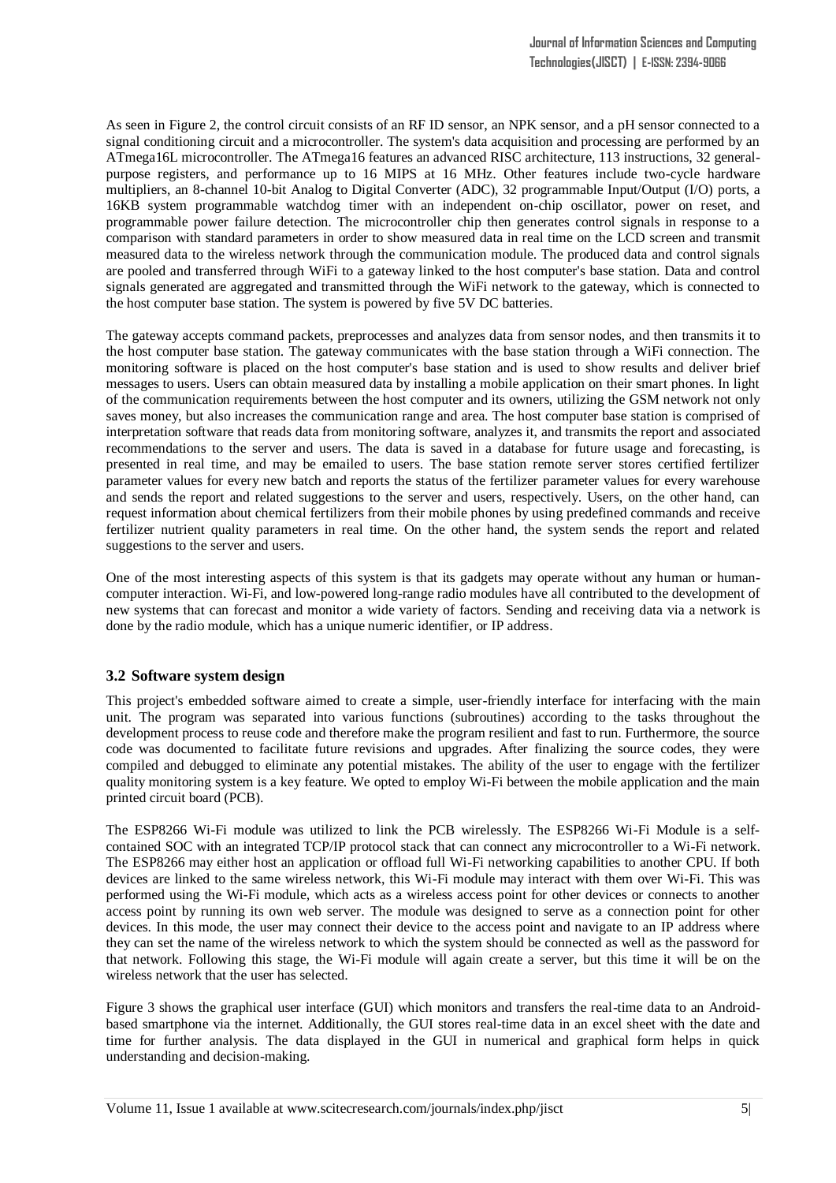As seen in Figure 2, the control circuit consists of an RF ID sensor, an NPK sensor, and a pH sensor connected to a signal conditioning circuit and a microcontroller. The system's data acquisition and processing are performed by an ATmega16L microcontroller. The ATmega16 features an advanced RISC architecture, 113 instructions, 32 general-purpose registers, and performance up to 16 MIPS at 16 MHz. Other features include two-cycle hardware multipliers, an 8-channel 10-bit Analog to Digital Converter (ADC), 32 programmable Input/Output (I/O) ports, a 16KB system programmable watchdog timer with an independent on-chip oscillator, power on reset, and programmable power failure detection. The microcontroller chip then generates control signals in response to a comparison with standard parameters in order to show measured data in real time on the LCD screen and transmit measured data to the wireless network through the communication module. The produced data and control signals are pooled and transferred through WiFi to a gateway linked to the host computer's base station. Data and control signals generated are aggregated and transmitted through the WiFi network to the gateway, which is connected to the host computer base station. The system is powered by five 5V DC batteries.

The gateway accepts command packets, preprocesses and analyzes data from sensor nodes, and then transmits it to the host computer base station. The gateway communicates with the base station through a WiFi connection. The monitoring software is placed on the host computer's base station and is used to show results and deliver brief messages to users. Users can obtain measured data by installing a mobile application on their smart phones. In light of the communication requirements between the host computer and its owners, utilizing the GSM network not only saves money, but also increases the communication range and area. The host computer base station is comprised of interpretation software that reads data from monitoring software, analyzes it, and transmits the report and associated recommendations to the server and users. The data is saved in a database for future usage and forecasting, is presented in real time, and may be emailed to users. The base station remote server stores certified fertilizer parameter values for every new batch and reports the status of the fertilizer parameter values for every warehouse and sends the report and related suggestions to the server and users, respectively. Users, on the other hand, can request information about chemical fertilizers from their mobile phones by using predefined commands and receive fertilizer nutrient quality parameters in real time. On the other hand, the system sends the report and related suggestions to the server and users.

One of the most interesting aspects of this system is that its gadgets may operate without any human or human-computer interaction. Wi-Fi, and low-powered long-range radio modules have all contributed to the development of new systems that can forecast and monitor a wide variety of factors. Sending and receiving data via a network is done by the radio module, which has a unique numeric identifier, or IP address.

### 3.2 Software system design

This project's embedded software aimed to create a simple, user-friendly interface for interfacing with the main unit. The program was separated into various functions (subroutines) according to the tasks throughout the development process to reuse code and therefore make the program resilient and fast to run. Furthermore, the source code was documented to facilitate future revisions and upgrades. After finalizing the source codes, they were compiled and debugged to eliminate any potential mistakes. The ability of the user to engage with the fertilizer quality monitoring system is a key feature. We opted to employ Wi-Fi between the mobile application and the main printed circuit board (PCB).

The ESP8266 Wi-Fi module was utilized to link the PCB wirelessly. The ESP8266 Wi-Fi Module is a self-contained SOC with an integrated TCP/IP protocol stack that can connect any microcontroller to a Wi-Fi network. The ESP8266 may either host an application or offload full Wi-Fi networking capabilities to another CPU. If both devices are linked to the same wireless network, this Wi-Fi module may interact with them over Wi-Fi. This was performed using the Wi-Fi module, which acts as a wireless access point for other devices or connects to another access point by running its own web server. The module was designed to serve as a connection point for other devices. In this mode, the user may connect their device to the access point and navigate to an IP address where they can set the name of the wireless network to which the system should be connected as well as the password for that network. Following this stage, the Wi-Fi module will again create a server, but this time it will be on the wireless network that the user has selected.

Figure 3 shows the graphical user interface (GUI) which monitors and transfers the real-time data to an Android-based smartphone via the internet. Additionally, the GUI stores real-time data in an excel sheet with the date and time for further analysis. The data displayed in the GUI in numerical and graphical form helps in quick understanding and decision-making.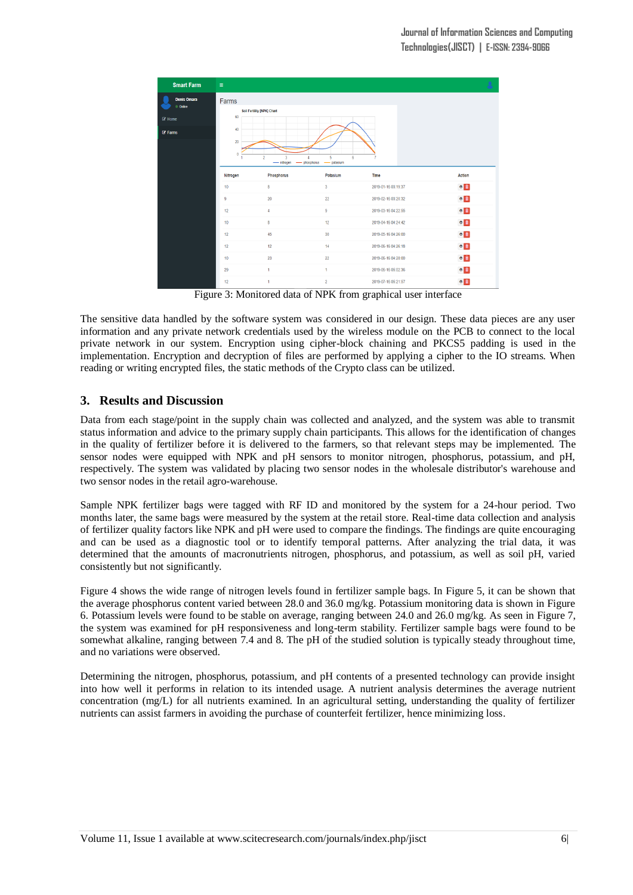Figure 3: Monitored data of NPK from graphical user interface

The sensitive data handled by the software system was considered in our design. These data pieces are any user information and any private network credentials used by the wireless module on the PCB to connect to the local private network in our system. Encryption using cipher-block chaining and PKCS5 padding is used in the implementation. Encryption and decryption of files are performed by applying a cipher to the IO streams. When reading or writing encrypted files, the static methods of the Crypto class can be utilized.

## 3. Results and Discussion

Data from each stage/point in the supply chain was collected and analyzed, and the system was able to transmit status information and advice to the primary supply chain participants. This allows for the identification of changes in the quality of fertilizer before it is delivered to the farmers, so that relevant steps may be implemented. The sensor nodes were equipped with NPK and pH sensors to monitor nitrogen, phosphorus, potassium, and pH, respectively. The system was validated by placing two sensor nodes in the wholesale distributor's warehouse and two sensor nodes in the retail agro-warehouse.

Sample NPK fertilizer bags were tagged with RF ID and monitored by the system for a 24-hour period. Two months later, the same bags were measured by the system at the retail store. Real-time data collection and analysis of fertilizer quality factors like NPK and pH were used to compare the findings. The findings are quite encouraging and can be used as a diagnostic tool or to identify temporal patterns. After analyzing the trial data, it was determined that the amounts of macronutrients nitrogen, phosphorus, and potassium, as well as soil pH, varied consistently but not significantly.

Figure 4 shows the wide range of nitrogen levels found in fertilizer sample bags. In Figure 5, it can be shown that the average phosphorus content varied between 28.0 and 36.0 mg/kg. Potassium monitoring data is shown in Figure 6. Potassium levels were found to be stable on average, ranging between 24.0 and 26.0 mg/kg. As seen in Figure 7, the system was examined for pH responsiveness and long-term stability. Fertilizer sample bags were found to be somewhat alkaline, ranging between 7.4 and 8. The pH of the studied solution is typically steady throughout time, and no variations were observed.

Determining the nitrogen, phosphorus, potassium, and pH contents of a presented technology can provide insight into how well it performs in relation to its intended usage. A nutrient analysis determines the average nutrient concentration (mg/L) for all nutrients examined. In an agricultural setting, understanding the quality of fertilizer nutrients can assist farmers in avoiding the purchase of counterfeit fertilizer, hence minimizing loss.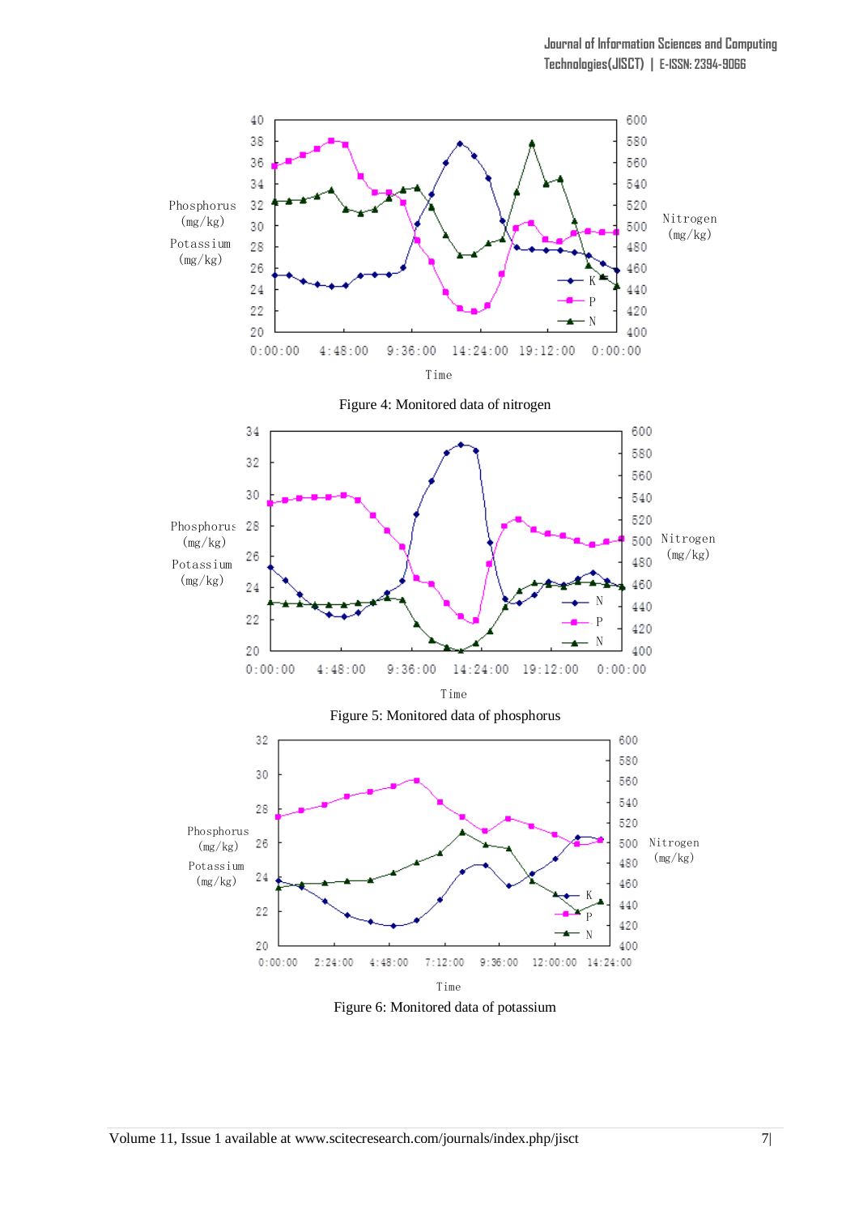Figure 4: Monitored data of nitrogen

Figure 5: Monitored data of phosphorus

Figure 6: Monitored data of potassium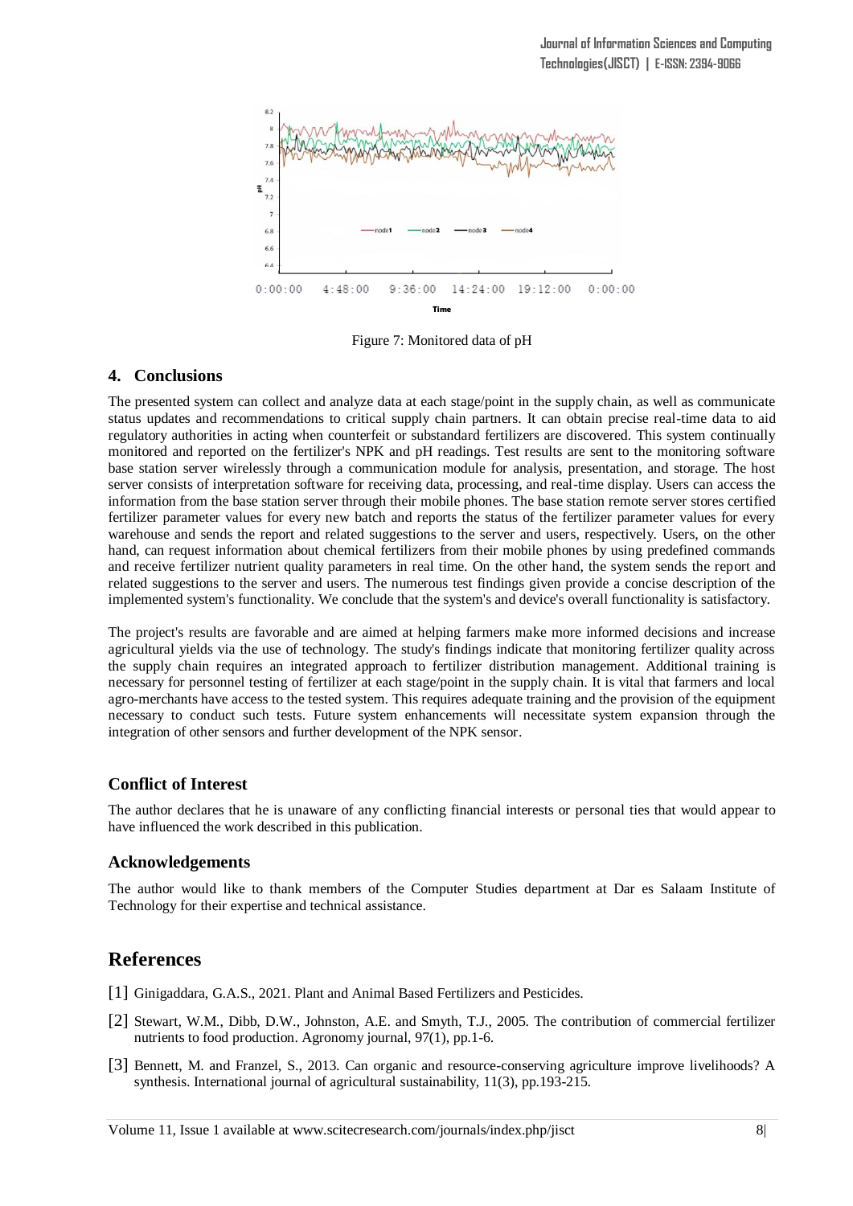Figure 7: Monitored data of pH

## 4. Conclusions

The presented system can collect and analyze data at each stage/point in the supply chain, as well as communicate status updates and recommendations to critical supply chain partners. It can obtain precise real-time data to aid regulatory authorities in acting when counterfeit or substandard fertilizers are discovered. This system continually monitored and reported on the fertilizer's NPK and pH readings. Test results are sent to the monitoring software base station server wirelessly through a communication module for analysis, presentation, and storage. The host server consists of interpretation software for receiving data, processing, and real-time display. Users can access the information from the base station server through their mobile phones. The base station remote server stores certified fertilizer parameter values for every new batch and reports the status of the fertilizer parameter values for every warehouse and sends the report and related suggestions to the server and users, respectively. Users, on the other hand, can request information about chemical fertilizers from their mobile phones by using predefined commands and receive fertilizer nutrient quality parameters in real time. On the other hand, the system sends the report and related suggestions to the server and users. The numerous test findings given provide a concise description of the implemented system's functionality. We conclude that the system's and device's overall functionality is satisfactory.

The project's results are favorable and are aimed at helping farmers make more informed decisions and increase agricultural yields via the use of technology. The study's findings indicate that monitoring fertilizer quality across the supply chain requires an integrated approach to fertilizer distribution management. Additional training is necessary for personnel testing of fertilizer at each stage/point in the supply chain. It is vital that farmers and local agro-merchants have access to the tested system. This requires adequate training and the provision of the equipment necessary to conduct such tests. Future system enhancements will necessitate system expansion through the integration of other sensors and further development of the NPK sensor.

### Conflict of Interest

The author declares that he is unaware of any conflicting financial interests or personal ties that would appear to have influenced the work described in this publication.

### Acknowledgements

The author would like to thank members of the Computer Studies department at Dar es Salaam Institute of Technology for their expertise and technical assistance.

## References

[1] Ginigaddara, G.A.S., 2021. Plant and Animal Based Fertilizers and Pesticides.

[2] Stewart, W.M., Dibb, D.W., Johnston, A.E. and Smyth, T.J., 2005. The contribution of commercial fertilizer nutrients to food production. Agronomy journal, 97(1), pp.1-6.

[3] Bennett, M. and Franzel, S., 2013. Can organic and resource-conserving agriculture improve livelihoods? A synthesis. International journal of agricultural sustainability, 11(3), pp.193-215.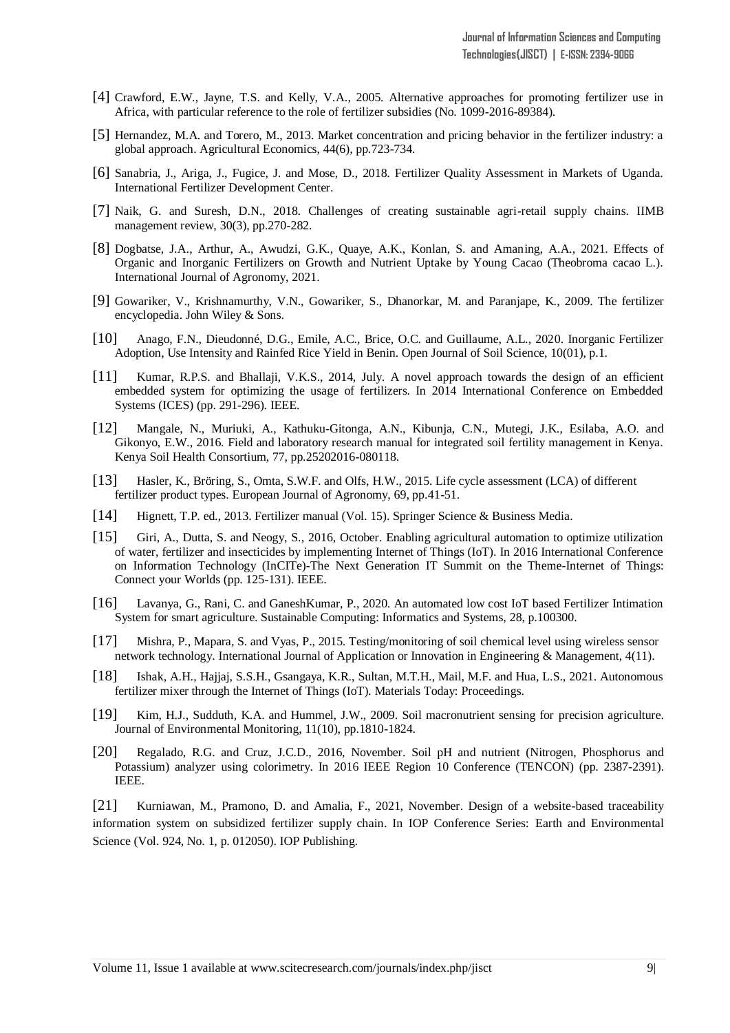[4] Crawford, E.W., Jayne, T.S. and Kelly, V.A., 2005. Alternative approaches for promoting fertilizer use in Africa, with particular reference to the role of fertilizer subsidies (No. 1099-2016-89384).

[5] Hernandez, M.A. and Torero, M., 2013. Market concentration and pricing behavior in the fertilizer industry: a global approach. Agricultural Economics, 44(6), pp.723-734.

[6] Sanabria, J., Ariga, J., Fugice, J. and Mose, D., 2018. Fertilizer Quality Assessment in Markets of Uganda. International Fertilizer Development Center.

[7] Naik, G. and Suresh, D.N., 2018. Challenges of creating sustainable agri-retail supply chains. IIMB management review, 30(3), pp.270-282.

[8] Dogbatse, J.A., Arthur, A., Awudzi, G.K., Quaye, A.K., Konlan, S. and Amaning, A.A., 2021. Effects of Organic and Inorganic Fertilizers on Growth and Nutrient Uptake by Young Cacao (Theobroma cacao L.). International Journal of Agronomy, 2021.

[9] Gowariker, V., Krishnamurthy, V.N., Gowariker, S., Dhanorkar, M. and Paranjape, K., 2009. The fertilizer encyclopedia. John Wiley & Sons.

[10] Anago, F.N., Dieudonné, D.G., Emile, A.C., Brice, O.C. and Guillaume, A.L., 2020. Inorganic Fertilizer Adoption, Use Intensity and Rainfed Rice Yield in Benin. Open Journal of Soil Science, 10(01), p.1.

[11] Kumar, R.P.S. and Bhallaji, V.K.S., 2014, July. A novel approach towards the design of an efficient embedded system for optimizing the usage of fertilizers. In 2014 International Conference on Embedded Systems (ICES) (pp. 291-296). IEEE.

[12] Mangale, N., Muriuki, A., Kathuku-Gitonga, A.N., Kibunja, C.N., Mutegi, J.K., Esilaba, A.O. and Gikonyo, E.W., 2016. Field and laboratory research manual for integrated soil fertility management in Kenya. Kenya Soil Health Consortium, 77, pp.25202016-080118.

[13] Hasler, K., Bröring, S., Omta, S.W.F. and Olfs, H.W., 2015. Life cycle assessment (LCA) of different fertilizer product types. European Journal of Agronomy, 69, pp.41-51.

[14] Hignett, T.P. ed., 2013. Fertilizer manual (Vol. 15). Springer Science & Business Media.

[15] Giri, A., Dutta, S. and Neogy, S., 2016, October. Enabling agricultural automation to optimize utilization of water, fertilizer and insecticides by implementing Internet of Things (IoT). In 2016 International Conference on Information Technology (InCITe)-The Next Generation IT Summit on the Theme-Internet of Things: Connect your Worlds (pp. 125-131). IEEE.

[16] Lavanya, G., Rani, C. and GaneshKumar, P., 2020. An automated low cost IoT based Fertilizer Intimation System for smart agriculture. Sustainable Computing: Informatics and Systems, 28, p.100300.

[17] Mishra, P., Mapara, S. and Vyas, P., 2015. Testing/monitoring of soil chemical level using wireless sensor network technology. International Journal of Application or Innovation in Engineering & Management, 4(11).

[18] Ishak, A.H., Hajjaj, S.S.H., Gsangaya, K.R., Sultan, M.T.H., Mail, M.F. and Hua, L.S., 2021. Autonomous fertilizer mixer through the Internet of Things (IoT). Materials Today: Proceedings.

[19] Kim, H.J., Sudduth, K.A. and Hummel, J.W., 2009. Soil macronutrient sensing for precision agriculture. Journal of Environmental Monitoring, 11(10), pp.1810-1824.

[20] Regalado, R.G. and Cruz, J.C.D., 2016, November. Soil pH and nutrient (Nitrogen, Phosphorus and Potassium) analyzer using colorimetry. In 2016 IEEE Region 10 Conference (TENCON) (pp. 2387-2391). IEEE.

[21] Kurniawan, M., Pramono, D. and Amalia, F., 2021, November. Design of a website-based traceability information system on subsidized fertilizer supply chain. In IOP Conference Series: Earth and Environmental Science (Vol. 924, No. 1, p. 012050). IOP Publishing.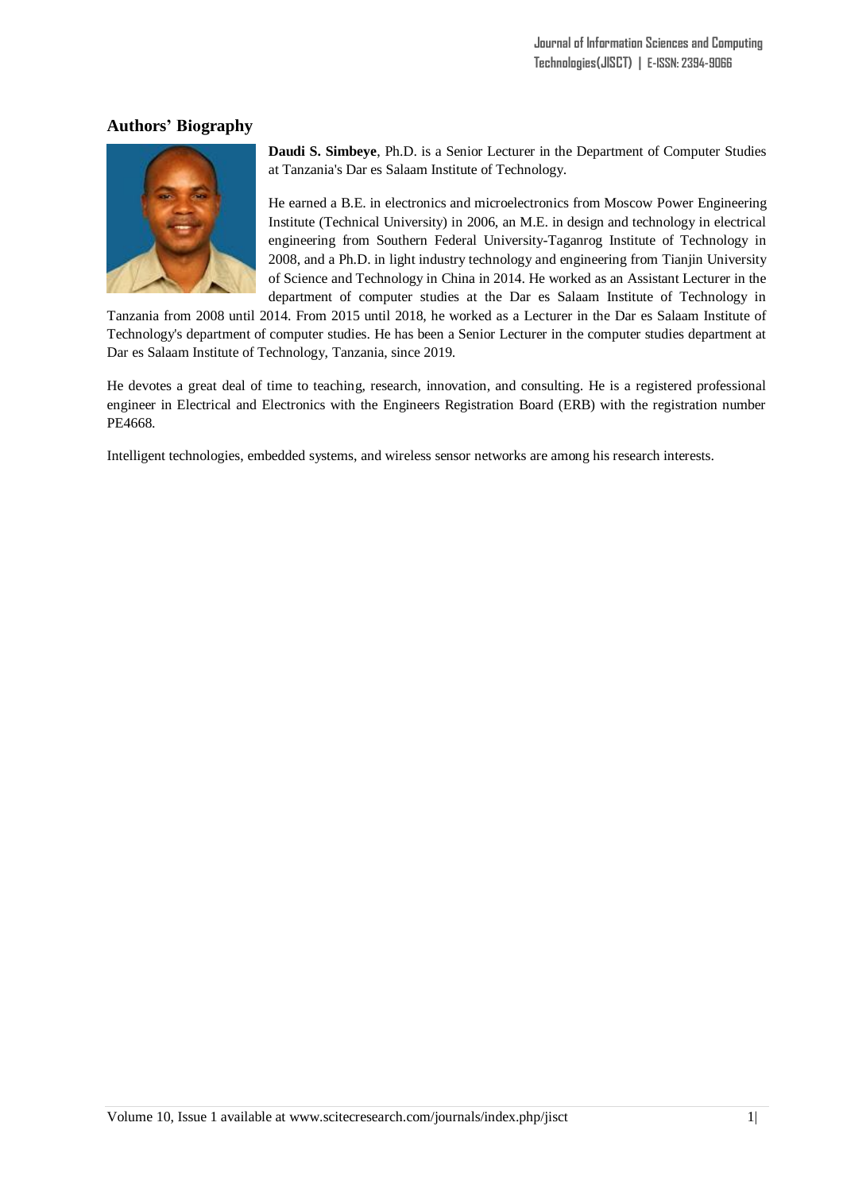## Authors' Biography

**Daudi S. Simbeye**, Ph.D. is a Senior Lecturer in the Department of Computer Studies at Tanzania's Dar es Salaam Institute of Technology.

He earned a B.E. in electronics and microelectronics from Moscow Power Engineering Institute (Technical University) in 2006, an M.E. in design and technology in electrical engineering from Southern Federal University-Taganrog Institute of Technology in 2008, and a Ph.D. in light industry technology and engineering from Tianjin University of Science and Technology in China in 2014. He worked as an Assistant Lecturer in the department of computer studies at the Dar es Salaam Institute of Technology in Tanzania from 2008 until 2014. From 2015 until 2018, he worked as a Lecturer in the Dar es Salaam Institute of Technology's department of computer studies. He has been a Senior Lecturer in the computer studies department at Dar es Salaam Institute of Technology, Tanzania, since 2019.

He devotes a great deal of time to teaching, research, innovation, and consulting. He is a registered professional engineer in Electrical and Electronics with the Engineers Registration Board (ERB) with the registration number PE4668.

Intelligent technologies, embedded systems, and wireless sensor networks are among his research interests.